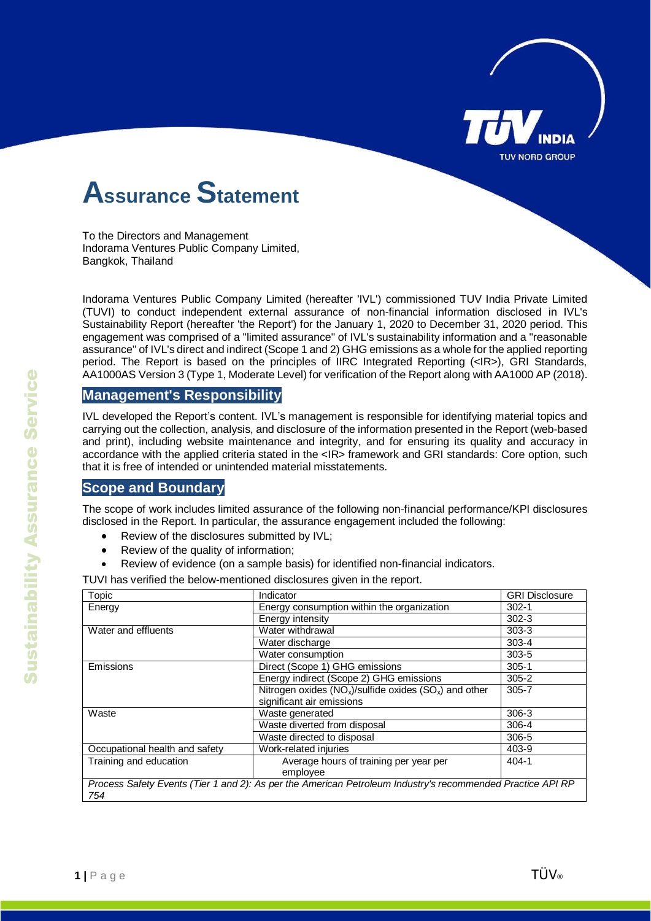# Assurance Statement

To the Directors and Management
Indorama Ventures Public Company Limited,
Bangkok, Thailand

Indorama Ventures Public Company Limited (hereafter 'IVL') commissioned TUV India Private Limited (TUVI) to conduct independent external assurance of non-financial information disclosed in IVL's Sustainability Report (hereafter 'the Report') for the January 1, 2020 to December 31, 2020 period. This engagement was comprised of a "limited assurance" of IVL's sustainability information and a "reasonable assurance" of IVL's direct and indirect (Scope 1 and 2) GHG emissions as a whole for the applied reporting period. The Report is based on the principles of IIRC Integrated Reporting (<IR>), GRI Standards, AA1000AS Version 3 (Type 1, Moderate Level) for verification of the Report along with AA1000 AP (2018).

## Management's Responsibility

IVL developed the Report's content. IVL's management is responsible for identifying material topics and carrying out the collection, analysis, and disclosure of the information presented in the Report (web-based and print), including website maintenance and integrity, and for ensuring its quality and accuracy in accordance with the applied criteria stated in the <IR> framework and GRI standards: Core option, such that it is free of intended or unintended material misstatements.

## Scope and Boundary

The scope of work includes limited assurance of the following non-financial performance/KPI disclosures disclosed in the Report. In particular, the assurance engagement included the following:

- Review of the disclosures submitted by IVL;
- Review of the quality of information;
- Review of evidence (on a sample basis) for identified non-financial indicators.

TUVI has verified the below-mentioned disclosures given in the report.

| Topic | Indicator | GRI Disclosure |
|---|---|---|
| Energy | Energy consumption within the organization | 302-1 |
| | Energy intensity | 302-3 |
| Water and effluents | Water withdrawal | 303-3 |
| | Water discharge | 303-4 |
| | Water consumption | 303-5 |
| Emissions | Direct (Scope 1) GHG emissions | 305-1 |
| | Energy indirect (Scope 2) GHG emissions | 305-2 |
| | Nitrogen oxides ($NO_x$)/sulfide oxides ($SO_x$) and other significant air emissions | 305-7 |
| Waste | Waste generated | 306-3 |
| | Waste diverted from disposal | 306-4 |
| | Waste directed to disposal | 306-5 |
| Occupational health and safety | Work-related injuries | 403-9 |
| Training and education | Average hours of training per year per employee | 404-1 |
| *Process Safety Events (Tier 1 and 2): As per the American Petroleum Industry's recommended Practice API RP 754* | | |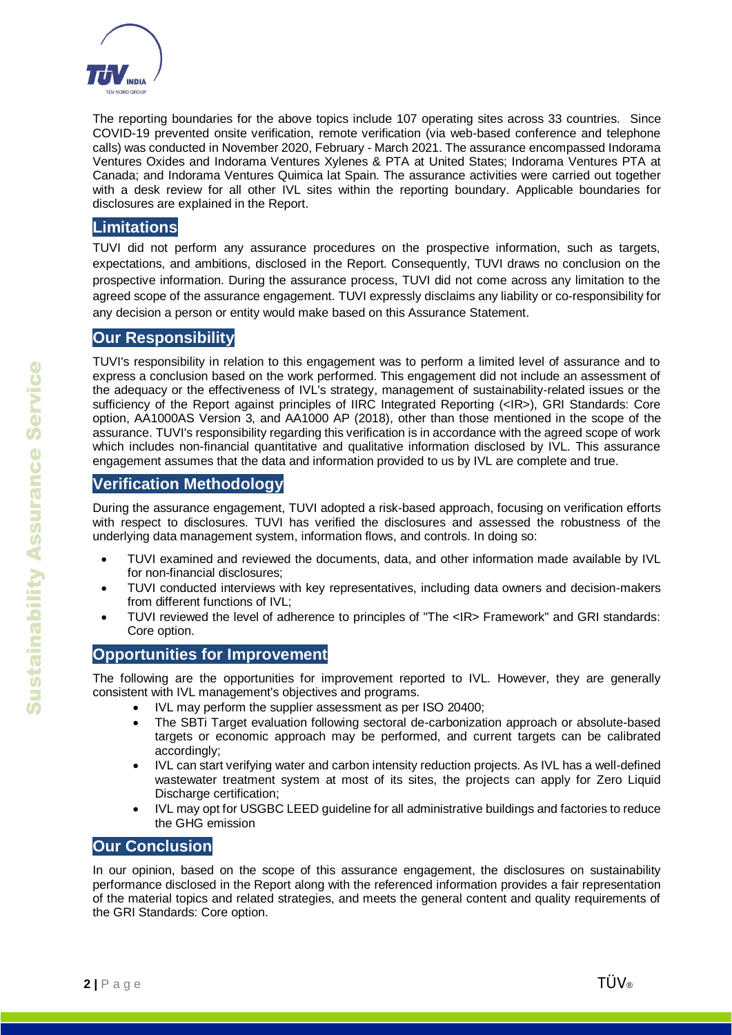The reporting boundaries for the above topics include 107 operating sites across 33 countries. Since COVID-19 prevented onsite verification, remote verification (via web-based conference and telephone calls) was conducted in November 2020, February - March 2021. The assurance encompassed Indorama Ventures Oxides and Indorama Ventures Xylenes & PTA at United States; Indorama Ventures PTA at Canada; and Indorama Ventures Quimica lat Spain. The assurance activities were carried out together with a desk review for all other IVL sites within the reporting boundary. Applicable boundaries for disclosures are explained in the Report.

## Limitations

TUVI did not perform any assurance procedures on the prospective information, such as targets, expectations, and ambitions, disclosed in the Report. Consequently, TUVI draws no conclusion on the prospective information. During the assurance process, TUVI did not come across any limitation to the agreed scope of the assurance engagement. TUVI expressly disclaims any liability or co-responsibility for any decision a person or entity would make based on this Assurance Statement.

## Our Responsibility

TUVI's responsibility in relation to this engagement was to perform a limited level of assurance and to express a conclusion based on the work performed. This engagement did not include an assessment of the adequacy or the effectiveness of IVL's strategy, management of sustainability-related issues or the sufficiency of the Report against principles of IIRC Integrated Reporting (<IR>), GRI Standards: Core option, AA1000AS Version 3, and AA1000 AP (2018), other than those mentioned in the scope of the assurance. TUVI's responsibility regarding this verification is in accordance with the agreed scope of work which includes non-financial quantitative and qualitative information disclosed by IVL. This assurance engagement assumes that the data and information provided to us by IVL are complete and true.

## Verification Methodology

During the assurance engagement, TUVI adopted a risk-based approach, focusing on verification efforts with respect to disclosures. TUVI has verified the disclosures and assessed the robustness of the underlying data management system, information flows, and controls. In doing so:

- TUVI examined and reviewed the documents, data, and other information made available by IVL for non-financial disclosures;
- TUVI conducted interviews with key representatives, including data owners and decision-makers from different functions of IVL;
- TUVI reviewed the level of adherence to principles of "The <IR> Framework" and GRI standards: Core option.

## Opportunities for Improvement

The following are the opportunities for improvement reported to IVL. However, they are generally consistent with IVL management's objectives and programs.

- IVL may perform the supplier assessment as per ISO 20400;
- The SBTi Target evaluation following sectoral de-carbonization approach or absolute-based targets or economic approach may be performed, and current targets can be calibrated accordingly;
- IVL can start verifying water and carbon intensity reduction projects. As IVL has a well-defined wastewater treatment system at most of its sites, the projects can apply for Zero Liquid Discharge certification;
- IVL may opt for USGBC LEED guideline for all administrative buildings and factories to reduce the GHG emission

## Our Conclusion

In our opinion, based on the scope of this assurance engagement, the disclosures on sustainability performance disclosed in the Report along with the referenced information provides a fair representation of the material topics and related strategies, and meets the general content and quality requirements of the GRI Standards: Core option.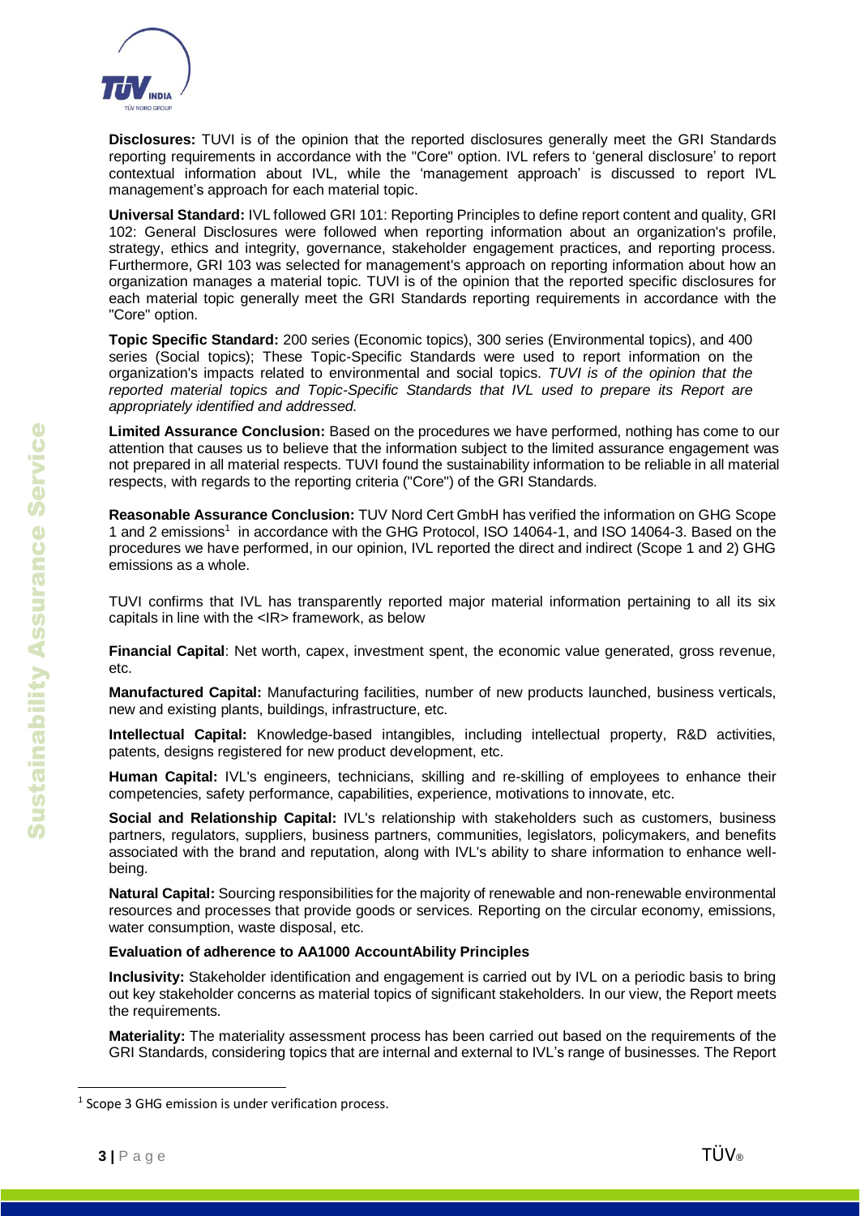**Disclosures:** TUVI is of the opinion that the reported disclosures generally meet the GRI Standards reporting requirements in accordance with the "Core" option. IVL refers to 'general disclosure' to report contextual information about IVL, while the 'management approach' is discussed to report IVL management's approach for each material topic.

**Universal Standard:** IVL followed GRI 101: Reporting Principles to define report content and quality, GRI 102: General Disclosures were followed when reporting information about an organization's profile, strategy, ethics and integrity, governance, stakeholder engagement practices, and reporting process. Furthermore, GRI 103 was selected for management's approach on reporting information about how an organization manages a material topic. TUVI is of the opinion that the reported specific disclosures for each material topic generally meet the GRI Standards reporting requirements in accordance with the "Core" option.

**Topic Specific Standard:** 200 series (Economic topics), 300 series (Environmental topics), and 400 series (Social topics); These Topic-Specific Standards were used to report information on the organization's impacts related to environmental and social topics. *TUVI is of the opinion that the reported material topics and Topic-Specific Standards that IVL used to prepare its Report are appropriately identified and addressed.*

**Limited Assurance Conclusion:** Based on the procedures we have performed, nothing has come to our attention that causes us to believe that the information subject to the limited assurance engagement was not prepared in all material respects. TUVI found the sustainability information to be reliable in all material respects, with regards to the reporting criteria ("Core") of the GRI Standards.

**Reasonable Assurance Conclusion:** TUV Nord Cert GmbH has verified the information on GHG Scope 1 and 2 emissions[1] in accordance with the GHG Protocol, ISO 14064-1, and ISO 14064-3. Based on the procedures we have performed, in our opinion, IVL reported the direct and indirect (Scope 1 and 2) GHG emissions as a whole.

TUVI confirms that IVL has transparently reported major material information pertaining to all its six capitals in line with the <IR> framework, as below

**Financial Capital**: Net worth, capex, investment spent, the economic value generated, gross revenue, etc.

**Manufactured Capital:** Manufacturing facilities, number of new products launched, business verticals, new and existing plants, buildings, infrastructure, etc.

**Intellectual Capital:** Knowledge-based intangibles, including intellectual property, R&D activities, patents, designs registered for new product development, etc.

**Human Capital:** IVL's engineers, technicians, skilling and re-skilling of employees to enhance their competencies, safety performance, capabilities, experience, motivations to innovate, etc.

**Social and Relationship Capital:** IVL's relationship with stakeholders such as customers, business partners, regulators, suppliers, business partners, communities, legislators, policymakers, and benefits associated with the brand and reputation, along with IVL's ability to share information to enhance well-being.

**Natural Capital:** Sourcing responsibilities for the majority of renewable and non-renewable environmental resources and processes that provide goods or services. Reporting on the circular economy, emissions, water consumption, waste disposal, etc.

**Evaluation of adherence to AA1000 AccountAbility Principles**

**Inclusivity:** Stakeholder identification and engagement is carried out by IVL on a periodic basis to bring out key stakeholder concerns as material topics of significant stakeholders. In our view, the Report meets the requirements.

**Materiality:** The materiality assessment process has been carried out based on the requirements of the GRI Standards, considering topics that are internal and external to IVL's range of businesses. The Report

[1] Scope 3 GHG emission is under verification process.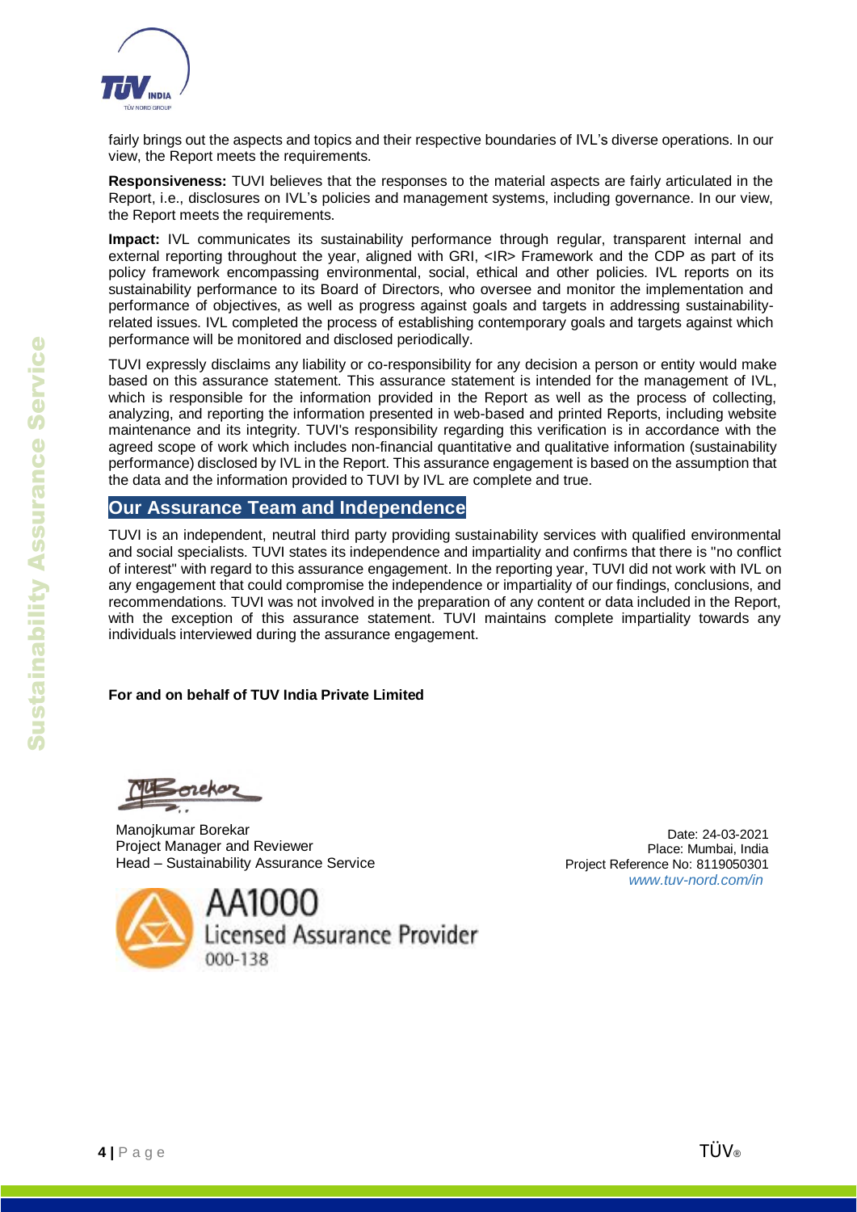fairly brings out the aspects and topics and their respective boundaries of IVL's diverse operations. In our view, the Report meets the requirements.

**Responsiveness:** TUVI believes that the responses to the material aspects are fairly articulated in the Report, i.e., disclosures on IVL's policies and management systems, including governance. In our view, the Report meets the requirements.

**Impact:** IVL communicates its sustainability performance through regular, transparent internal and external reporting throughout the year, aligned with GRI, <IR> Framework and the CDP as part of its policy framework encompassing environmental, social, ethical and other policies. IVL reports on its sustainability performance to its Board of Directors, who oversee and monitor the implementation and performance of objectives, as well as progress against goals and targets in addressing sustainability-related issues. IVL completed the process of establishing contemporary goals and targets against which performance will be monitored and disclosed periodically.

TUVI expressly disclaims any liability or co-responsibility for any decision a person or entity would make based on this assurance statement. This assurance statement is intended for the management of IVL, which is responsible for the information provided in the Report as well as the process of collecting, analyzing, and reporting the information presented in web-based and printed Reports, including website maintenance and its integrity. TUVI's responsibility regarding this verification is in accordance with the agreed scope of work which includes non-financial quantitative and qualitative information (sustainability performance) disclosed by IVL in the Report. This assurance engagement is based on the assumption that the data and the information provided to TUVI by IVL are complete and true.

## Our Assurance Team and Independence

TUVI is an independent, neutral third party providing sustainability services with qualified environmental and social specialists. TUVI states its independence and impartiality and confirms that there is "no conflict of interest" with regard to this assurance engagement. In the reporting year, TUVI did not work with IVL on any engagement that could compromise the independence or impartiality of our findings, conclusions, and recommendations. TUVI was not involved in the preparation of any content or data included in the Report, with the exception of this assurance statement. TUVI maintains complete impartiality towards any individuals interviewed during the assurance engagement.

**For and on behalf of TUV India Private Limited**

Manojkumar Borekar
Project Manager and Reviewer
Head – Sustainability Assurance Service

Date: 24-03-2021
Place: Mumbai, India
Project Reference No: 8119050301
*www.tuv-nord.com/in*

AA1000
Licensed Assurance Provider
000-138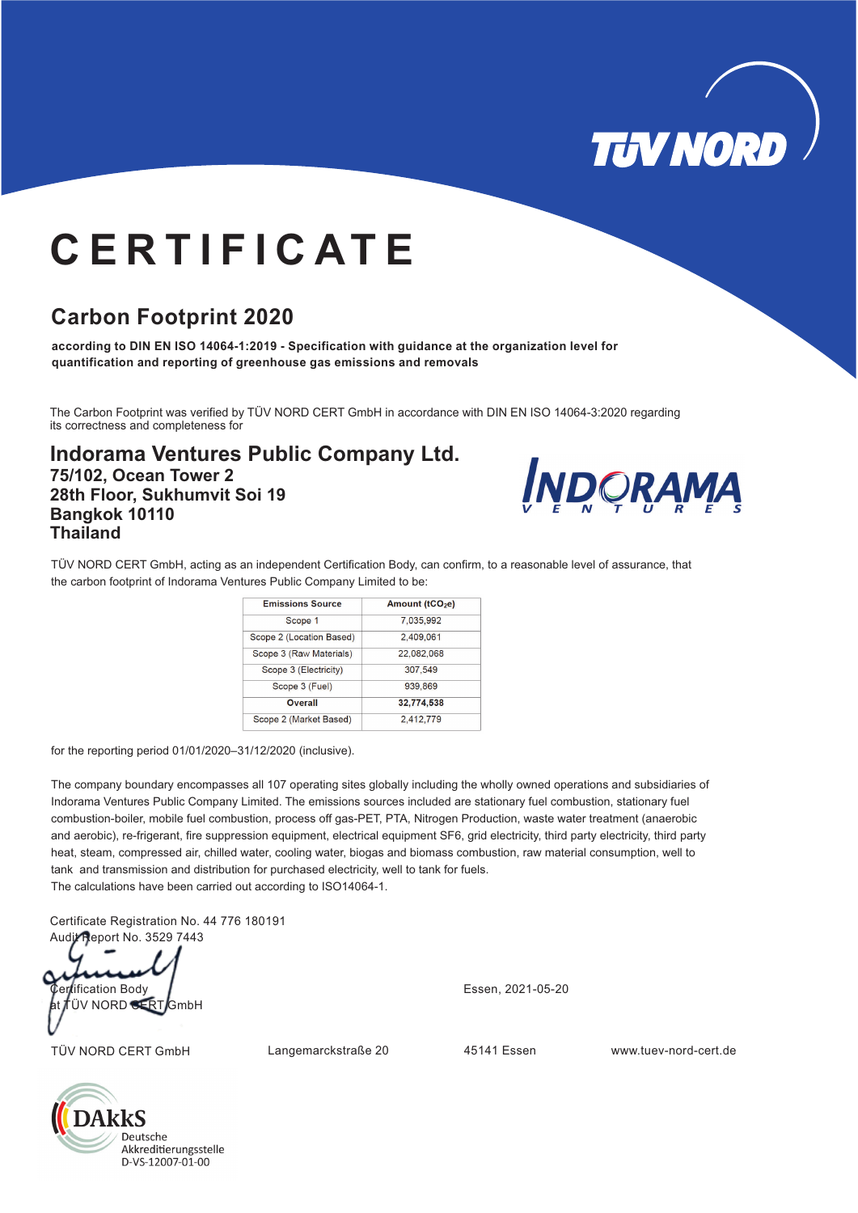TÜV NORD

# CERTIFICATE

## Carbon Footprint 2020

**according to DIN EN ISO 14064-1:2019 - Specification with guidance at the organization level for quantification and reporting of greenhouse gas emissions and removals**

The Carbon Footprint was verified by TÜV NORD CERT GmbH in accordance with DIN EN ISO 14064-3:2020 regarding its correctness and completeness for

### Indorama Ventures Public Company Ltd.
**75/102, Ocean Tower 2**
**28th Floor, Sukhumvit Soi 19**
**Bangkok 10110**
**Thailand**

INDORAMA VENTURES

TÜV NORD CERT GmbH, acting as an independent Certification Body, can confirm, to a reasonable level of assurance, that the carbon footprint of Indorama Ventures Public Company Limited to be:

| Emissions Source | Amount ($tCO_2e$) |
|---|---|
| Scope 1 | 7,035,992 |
| Scope 2 (Location Based) | 2,409,061 |
| Scope 3 (Raw Materials) | 22,082,068 |
| Scope 3 (Electricity) | 307,549 |
| Scope 3 (Fuel) | 939,869 |
| **Overall** | **32,774,538** |
| Scope 2 (Market Based) | 2,412,779 |

for the reporting period 01/01/2020–31/12/2020 (inclusive).

The company boundary encompasses all 107 operating sites globally including the wholly owned operations and subsidiaries of Indorama Ventures Public Company Limited. The emissions sources included are stationary fuel combustion, stationary fuel combustion-boiler, mobile fuel combustion, process off gas-PET, PTA, Nitrogen Production, waste water treatment (anaerobic and aerobic), re-frigerant, fire suppression equipment, electrical equipment SF6, grid electricity, third party electricity, third party heat, steam, compressed air, chilled water, cooling water, biogas and biomass combustion, raw material consumption, well to tank and transmission and distribution for purchased electricity, well to tank for fuels.
The calculations have been carried out according to ISO14064-1.

Certificate Registration No. 44 776 180191
Audit Report No. 3529 7443

Certification Body
at TÜV NORD CERT GmbH

Essen, 2021-05-20

TÜV NORD CERT GmbH Langemarckstraße 20 45141 Essen www.tuev-nord-cert.de

DAkkS
Deutsche
Akkreditierungsstelle
D-VS-12007-01-00